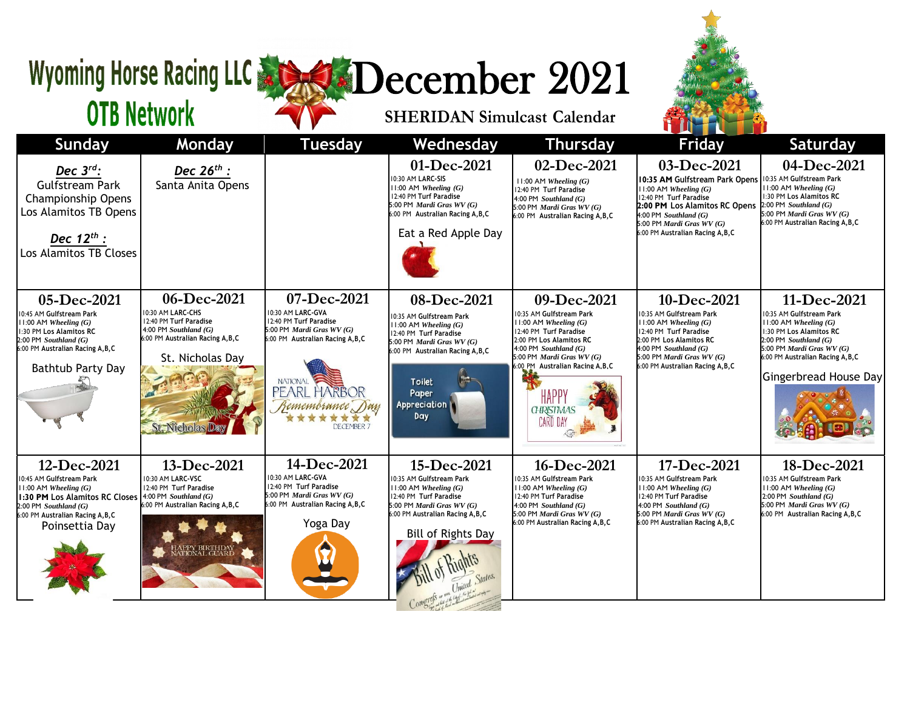# Wyoming Horse Racing LLC
## OTB Network

# December 2021

## SHERIDAN Simulcast Calendar

| Sunday | Monday | Tuesday | Wednesday | Thursday | Friday | Saturday |
|---|---|---|---|---|---|---|
| ***Dec 3rd:*** Gulfstream Park Championship Opens<br>Los Alamitos TB Opens<br><br>***Dec 12th:*** Los Alamitos TB Closes | ***Dec 26th:*** Santa Anita Opens | | **01-Dec-2021**<br>10:30 AM LARC-SIS<br>11:00 AM *Wheeling (G)*<br>12:40 PM Turf Paradise<br>5:00 PM *Mardi Gras WV (G)*<br>6:00 PM Australian Racing A,B,C<br><br>Eat a Red Apple Day | **02-Dec-2021**<br>11:00 AM *Wheeling (G)*<br>12:40 PM Turf Paradise<br>4:00 PM *Southland (G)*<br>5:00 PM *Mardi Gras WV (G)*<br>6:00 PM Australian Racing A,B,C | **03-Dec-2021**<br>**10:35 AM** Gulfstream Park Opens<br>11:00 AM *Wheeling (G)*<br>12:40 PM Turf Paradise<br>**2:00 PM** Los Alamitos RC Opens<br>4:00 PM *Southland (G)*<br>5:00 PM *Mardi Gras WV (G)*<br>6:00 PM Australian Racing A,B,C | **04-Dec-2021**<br>10:35 AM Gulfstream Park<br>11:00 AM *Wheeling (G)*<br>1:30 PM Los Alamitos RC<br>2:00 PM *Southland (G)*<br>5:00 PM *Mardi Gras WV (G)*<br>6:00 PM Australian Racing A,B,C |
| **05-Dec-2021**<br>10:45 AM Gulfstream Park<br>11:00 AM *Wheeling (G)*<br>1:30 PM Los Alamitos RC<br>2:00 PM *Southland (G)*<br>6:00 PM Australian Racing A,B,C<br><br>Bathtub Party Day | **06-Dec-2021**<br>10:30 AM LARC-CHS<br>12:40 PM Turf Paradise<br>4:00 PM *Southland (G)*<br>6:00 PM Australian Racing A,B,C<br><br>St. Nicholas Day | **07-Dec-2021**<br>10:30 AM LARC-GVA<br>12:40 PM Turf Paradise<br>5:00 PM *Mardi Gras WV (G)*<br>6:00 PM Australian Racing A,B,C<br><br>National Pearl Harbor Remembrance Day, December 7 | **08-Dec-2021**<br>10:35 AM Gulfstream Park<br>11:00 AM *Wheeling (G)*<br>12:40 PM Turf Paradise<br>5:00 PM *Mardi Gras WV (G)*<br>6:00 PM Australian Racing A,B,C<br><br>Toilet Paper Appreciation Day | **09-Dec-2021**<br>10:35 AM Gulfstream Park<br>11:00 AM *Wheeling (G)*<br>12:40 PM Turf Paradise<br>2:00 PM Los Alamitos RC<br>4:00 PM *Southland (G)*<br>5:00 PM *Mardi Gras WV (G)*<br>6:00 PM Australian Racing A,B,C<br><br>Happy Christmas Card Day | **10-Dec-2021**<br>10:35 AM Gulfstream Park<br>11:00 AM *Wheeling (G)*<br>12:40 PM Turf Paradise<br>2:00 PM Los Alamitos RC<br>4:00 PM *Southland (G)*<br>5:00 PM *Mardi Gras WV (G)*<br>6:00 PM Australian Racing A,B,C | **11-Dec-2021**<br>10:35 AM Gulfstream Park<br>11:00 AM *Wheeling (G)*<br>1:30 PM Los Alamitos RC<br>2:00 PM *Southland (G)*<br>5:00 PM *Mardi Gras WV (G)*<br>6:00 PM Australian Racing A,B,C<br><br>Gingerbread House Day |
| **12-Dec-2021**<br>10:45 AM Gulfstream Park<br>11:00 AM *Wheeling (G)*<br>**1:30 PM** Los Alamitos RC Closes<br>2:00 PM *Southland (G)*<br>6:00 PM Australian Racing A,B,C<br><br>Poinsettia Day | **13-Dec-2021**<br>10:30 AM LARC-VSC<br>12:40 PM Turf Paradise<br>4:00 PM *Southland (G)*<br>6:00 PM Australian Racing A,B,C<br><br>Happy Birthday National Guard | **14-Dec-2021**<br>10:30 AM LARC-GVA<br>12:40 PM Turf Paradise<br>5:00 PM *Mardi Gras WV (G)*<br>6:00 PM Australian Racing A,B,C<br><br>Yoga Day | **15-Dec-2021**<br>10:35 AM Gulfstream Park<br>11:00 AM *Wheeling (G)*<br>12:40 PM Turf Paradise<br>5:00 PM *Mardi Gras WV (G)*<br>6:00 PM Australian Racing A,B,C<br><br>Bill of Rights Day | **16-Dec-2021**<br>10:35 AM Gulfstream Park<br>11:00 AM *Wheeling (G)*<br>12:40 PM Turf Paradise<br>4:00 PM *Southland (G)*<br>5:00 PM *Mardi Gras WV (G)*<br>6:00 PM Australian Racing A,B,C | **17-Dec-2021**<br>10:35 AM Gulfstream Park<br>11:00 AM *Wheeling (G)*<br>12:40 PM Turf Paradise<br>4:00 PM *Southland (G)*<br>5:00 PM *Mardi Gras WV (G)*<br>6:00 PM Australian Racing A,B,C | **18-Dec-2021**<br>10:35 AM Gulfstream Park<br>11:00 AM *Wheeling (G)*<br>2:00 PM *Southland (G)*<br>5:00 PM *Mardi Gras WV (G)*<br>6:00 PM Australian Racing A,B,C |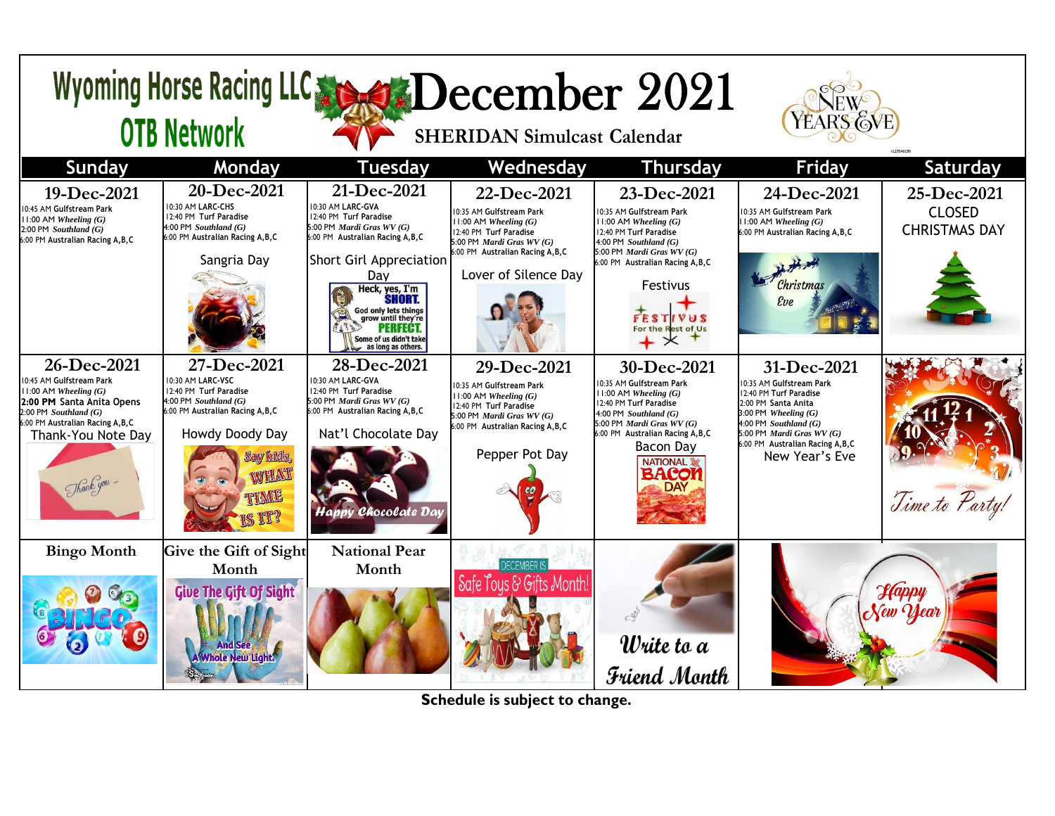# Wyoming Horse Racing LLC OTB Network

# December 2021

## SHERIDAN Simulcast Calendar

| Sunday | Monday | Tuesday | Wednesday | Thursday | Friday | Saturday |
|---|---|---|---|---|---|---|
| **19-Dec-2021**<br>10:45 AM Gulfstream Park<br>11:00 AM *Wheeling (G)*<br>2:00 PM *Southland (G)*<br>6:00 PM Australian Racing A,B,C | **20-Dec-2021**<br>10:30 AM LARC-CHS<br>12:40 PM Turf Paradise<br>4:00 PM *Southland (G)*<br>6:00 PM Australian Racing A,B,C<br>Sangria Day | **21-Dec-2021**<br>10:30 AM LARC-GVA<br>12:40 PM Turf Paradise<br>5:00 PM *Mardi Gras WV (G)*<br>6:00 PM Australian Racing A,B,C<br>Short Girl Appreciation Day | **22-Dec-2021**<br>10:35 AM Gulfstream Park<br>11:00 AM *Wheeling (G)*<br>12:40 PM Turf Paradise<br>5:00 PM *Mardi Gras WV (G)*<br>6:00 PM Australian Racing A,B,C<br>Lover of Silence Day | **23-Dec-2021**<br>10:35 AM Gulfstream Park<br>11:00 AM *Wheeling (G)*<br>12:40 PM Turf Paradise<br>4:00 PM *Southland (G)*<br>5:00 PM *Mardi Gras WV (G)*<br>6:00 PM Australian Racing A,B,C<br>Festivus | **24-Dec-2021**<br>10:35 AM Gulfstream Park<br>11:00 AM *Wheeling (G)*<br>6:00 PM Australian Racing A,B,C | **25-Dec-2021**<br>CLOSED<br>CHRISTMAS DAY |
| **26-Dec-2021**<br>10:45 AM Gulfstream Park<br>11:00 AM *Wheeling (G)*<br>**2:00 PM** Santa Anita Opens<br>2:00 PM *Southland (G)*<br>6:00 PM Australian Racing A,B,C<br>Thank-You Note Day | **27-Dec-2021**<br>10:30 AM LARC-VSC<br>12:40 PM Turf Paradise<br>4:00 PM *Southland (G)*<br>6:00 PM Australian Racing A,B,C<br>Howdy Doody Day | **28-Dec-2021**<br>10:30 AM LARC-GVA<br>12:40 PM Turf Paradise<br>5:00 PM *Mardi Gras WV (G)*<br>6:00 PM Australian Racing A,B,C<br>Nat'l Chocolate Day | **29-Dec-2021**<br>10:35 AM Gulfstream Park<br>11:00 AM *Wheeling (G)*<br>12:40 PM Turf Paradise<br>5:00 PM *Mardi Gras WV (G)*<br>6:00 PM Australian Racing A,B,C<br>Pepper Pot Day | **30-Dec-2021**<br>10:35 AM Gulfstream Park<br>11:00 AM *Wheeling (G)*<br>12:40 PM Turf Paradise<br>4:00 PM *Southland (G)*<br>5:00 PM *Mardi Gras WV (G)*<br>6:00 PM Australian Racing A,B,C<br>Bacon Day | **31-Dec-2021**<br>10:35 AM Gulfstream Park<br>12:40 PM Turf Paradise<br>2:00 PM Santa Anita<br>3:00 PM *Wheeling (G)*<br>4:00 PM *Southland (G)*<br>5:00 PM *Mardi Gras WV (G)*<br>6:00 PM Australian Racing A,B,C<br>New Year's Eve | |
| **Bingo Month** | **Give the Gift of Sight Month** | **National Pear Month** | | | | |

**Schedule is subject to change.**